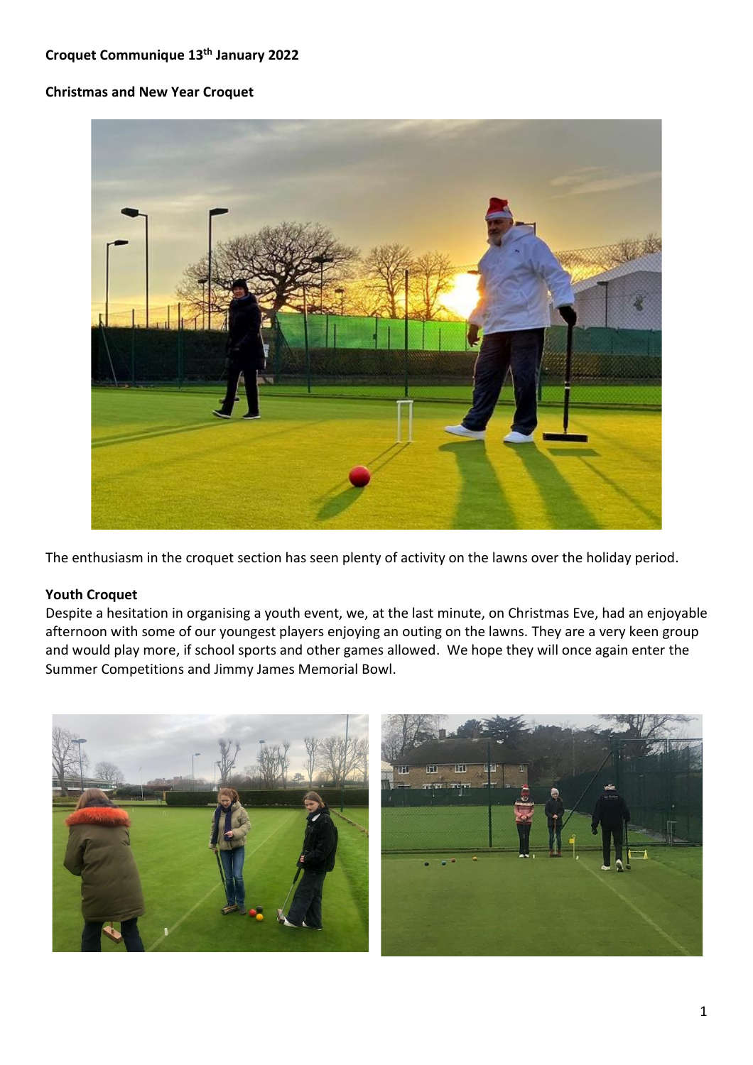**Croquet Communique 13th January 2022**

**Christmas and New Year Croquet**

The enthusiasm in the croquet section has seen plenty of activity on the lawns over the holiday period.

**Youth Croquet**

Despite a hesitation in organising a youth event, we, at the last minute, on Christmas Eve, had an enjoyable afternoon with some of our youngest players enjoying an outing on the lawns. They are a very keen group and would play more, if school sports and other games allowed. We hope they will once again enter the Summer Competitions and Jimmy James Memorial Bowl.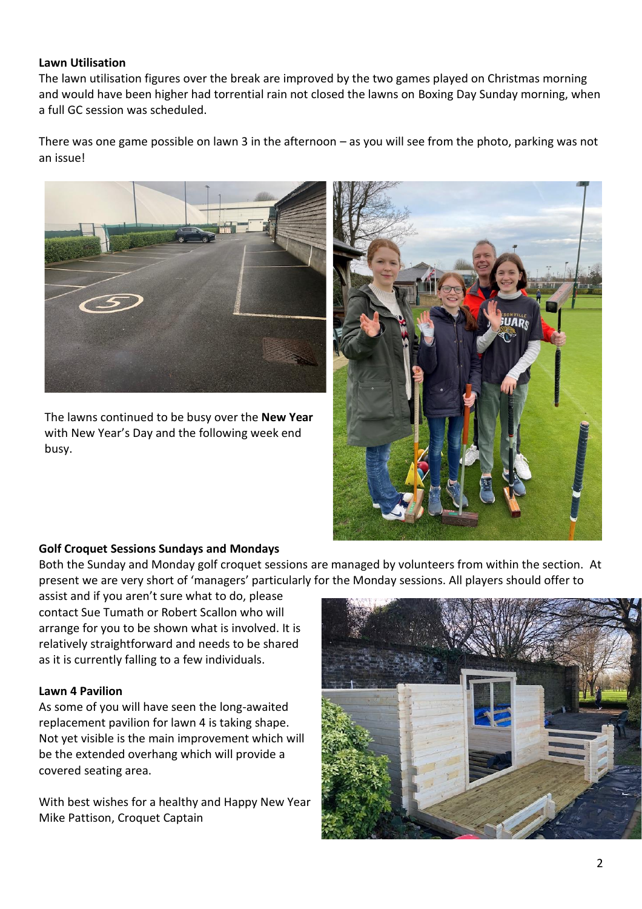**Lawn Utilisation**

The lawn utilisation figures over the break are improved by the two games played on Christmas morning and would have been higher had torrential rain not closed the lawns on Boxing Day Sunday morning, when a full GC session was scheduled.

There was one game possible on lawn 3 in the afternoon – as you will see from the photo, parking was not an issue!

The lawns continued to be busy over the **New Year** with New Year's Day and the following week end busy.

**Golf Croquet Sessions Sundays and Mondays**

Both the Sunday and Monday golf croquet sessions are managed by volunteers from within the section. At present we are very short of 'managers' particularly for the Monday sessions. All players should offer to assist and if you aren't sure what to do, please contact Sue Tumath or Robert Scallon who will arrange for you to be shown what is involved. It is relatively straightforward and needs to be shared as it is currently falling to a few individuals.

**Lawn 4 Pavilion**

As some of you will have seen the long-awaited replacement pavilion for lawn 4 is taking shape. Not yet visible is the main improvement which will be the extended overhang which will provide a covered seating area.

With best wishes for a healthy and Happy New Year
Mike Pattison, Croquet Captain